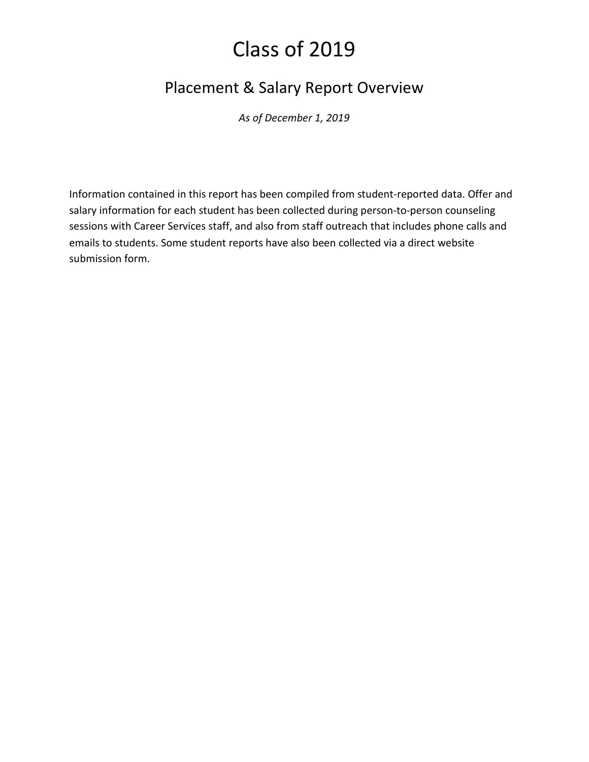# Class of 2019

## Placement & Salary Report Overview

*As of December 1, 2019*

Information contained in this report has been compiled from student-reported data. Offer and salary information for each student has been collected during person-to-person counseling sessions with Career Services staff, and also from staff outreach that includes phone calls and emails to students. Some student reports have also been collected via a direct website submission form.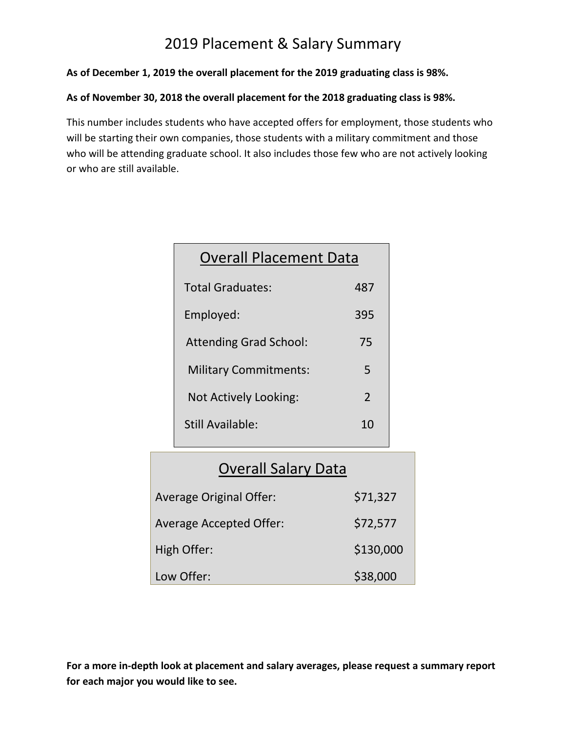# 2019 Placement & Salary Summary

**As of December 1, 2019 the overall placement for the 2019 graduating class is 98%.**

**As of November 30, 2018 the overall placement for the 2018 graduating class is 98%.**

This number includes students who have accepted offers for employment, those students who will be starting their own companies, those students with a military commitment and those who will be attending graduate school. It also includes those few who are not actively looking or who are still available.

## Overall Placement Data

| Category | Count |
|---|---|
| Total Graduates: | 487 |
| Employed: | 395 |
| Attending Grad School: | 75 |
| Military Commitments: | 5 |
| Not Actively Looking: | 2 |
| Still Available: | 10 |

## Overall Salary Data

| Category | Amount |
|---|---|
| Average Original Offer: | $71,327 |
| Average Accepted Offer: | $72,577 |
| High Offer: | $130,000 |
| Low Offer: | $38,000 |

**For a more in-depth look at placement and salary averages, please request a summary report for each major you would like to see.**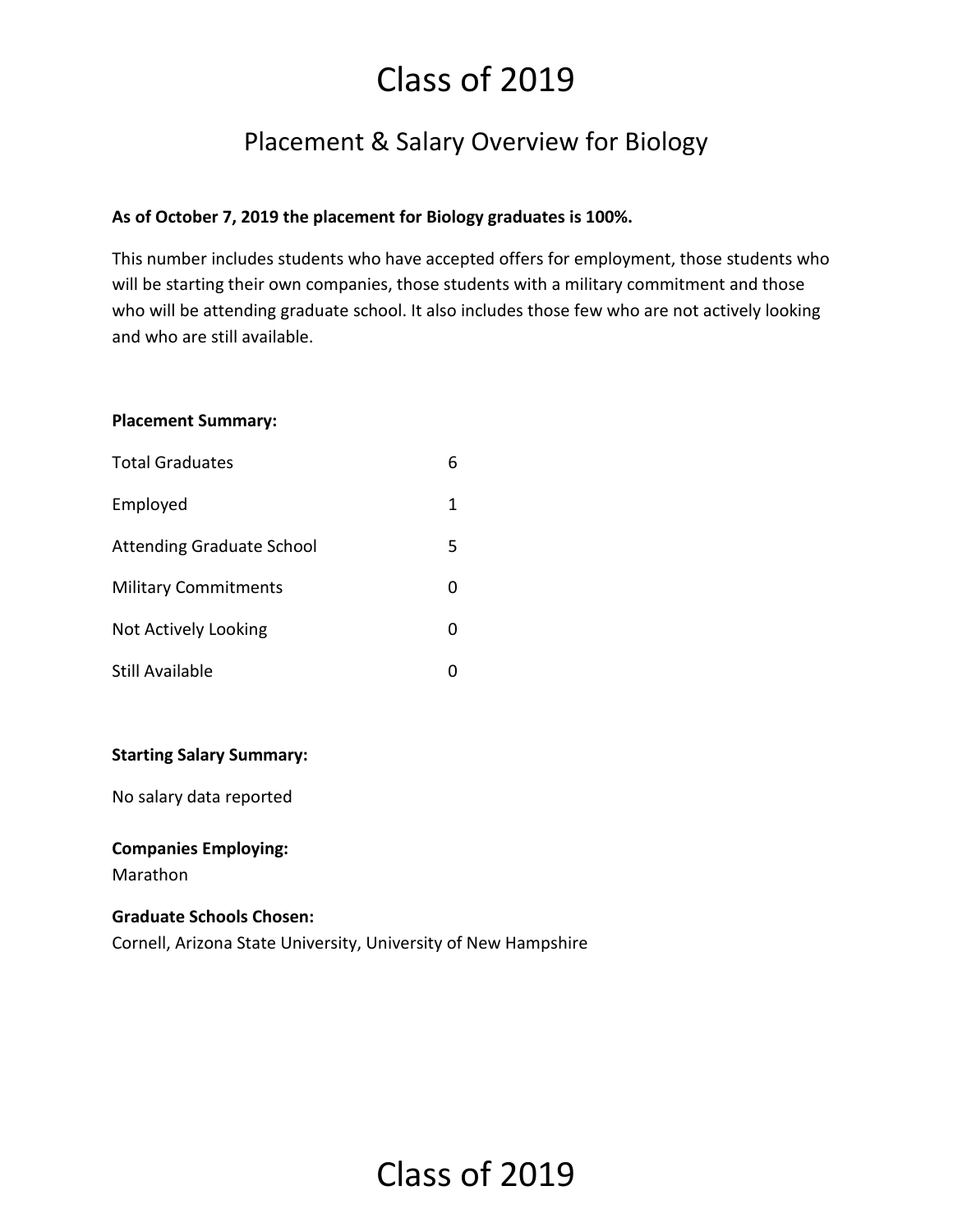# Class of 2019

## Placement & Salary Overview for Biology

**As of October 7, 2019 the placement for Biology graduates is 100%.**

This number includes students who have accepted offers for employment, those students who will be starting their own companies, those students with a military commitment and those who will be attending graduate school. It also includes those few who are not actively looking and who are still available.

**Placement Summary:**

| | |
|---|---|
| Total Graduates | 6 |
| Employed | 1 |
| Attending Graduate School | 5 |
| Military Commitments | 0 |
| Not Actively Looking | 0 |
| Still Available | 0 |

**Starting Salary Summary:**

No salary data reported

**Companies Employing:**
Marathon

**Graduate Schools Chosen:**
Cornell, Arizona State University, University of New Hampshire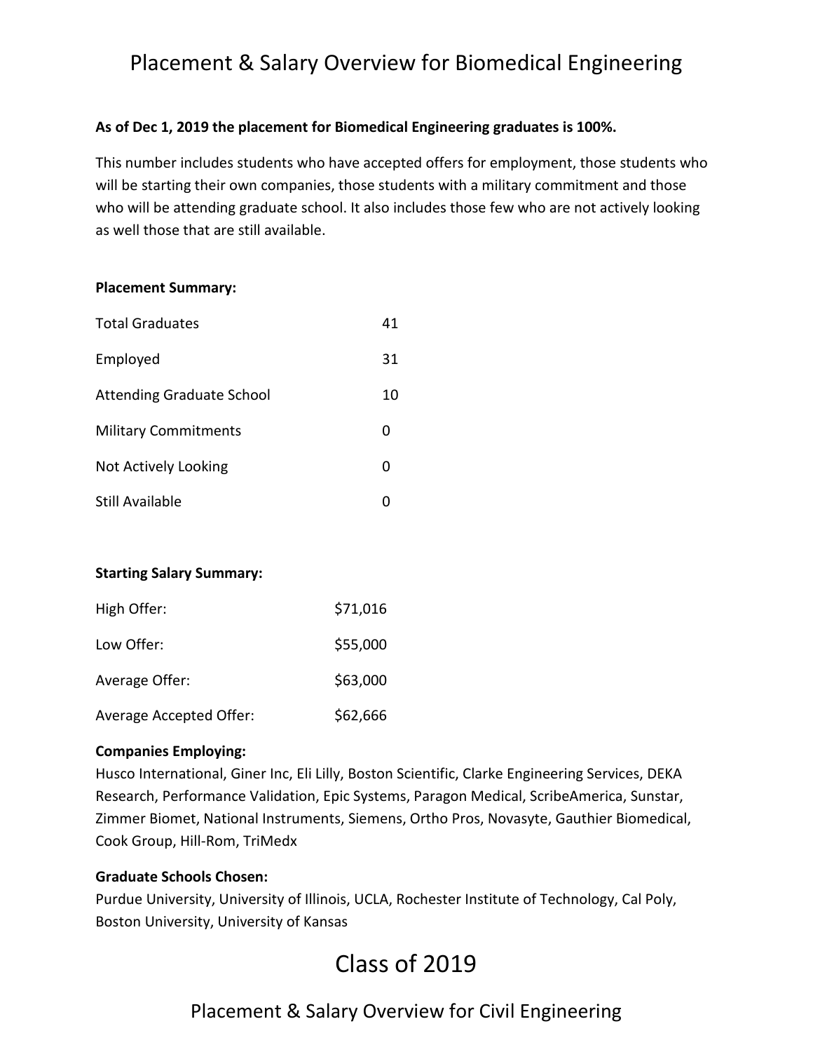# Placement & Salary Overview for Biomedical Engineering

**As of Dec 1, 2019 the placement for Biomedical Engineering graduates is 100%.**

This number includes students who have accepted offers for employment, those students who will be starting their own companies, those students with a military commitment and those who will be attending graduate school. It also includes those few who are not actively looking as well those that are still available.

**Placement Summary:**

| | |
|---|---|
| Total Graduates | 41 |
| Employed | 31 |
| Attending Graduate School | 10 |
| Military Commitments | 0 |
| Not Actively Looking | 0 |
| Still Available | 0 |

**Starting Salary Summary:**

| | |
|---|---|
| High Offer: | $71,016 |
| Low Offer: | $55,000 |
| Average Offer: | $63,000 |
| Average Accepted Offer: | $62,666 |

**Companies Employing:**
Husco International, Giner Inc, Eli Lilly, Boston Scientific, Clarke Engineering Services, DEKA Research, Performance Validation, Epic Systems, Paragon Medical, ScribeAmerica, Sunstar, Zimmer Biomet, National Instruments, Siemens, Ortho Pros, Novasyte, Gauthier Biomedical, Cook Group, Hill-Rom, TriMedx

**Graduate Schools Chosen:**
Purdue University, University of Illinois, UCLA, Rochester Institute of Technology, Cal Poly, Boston University, University of Kansas

# Class of 2019

## Placement & Salary Overview for Civil Engineering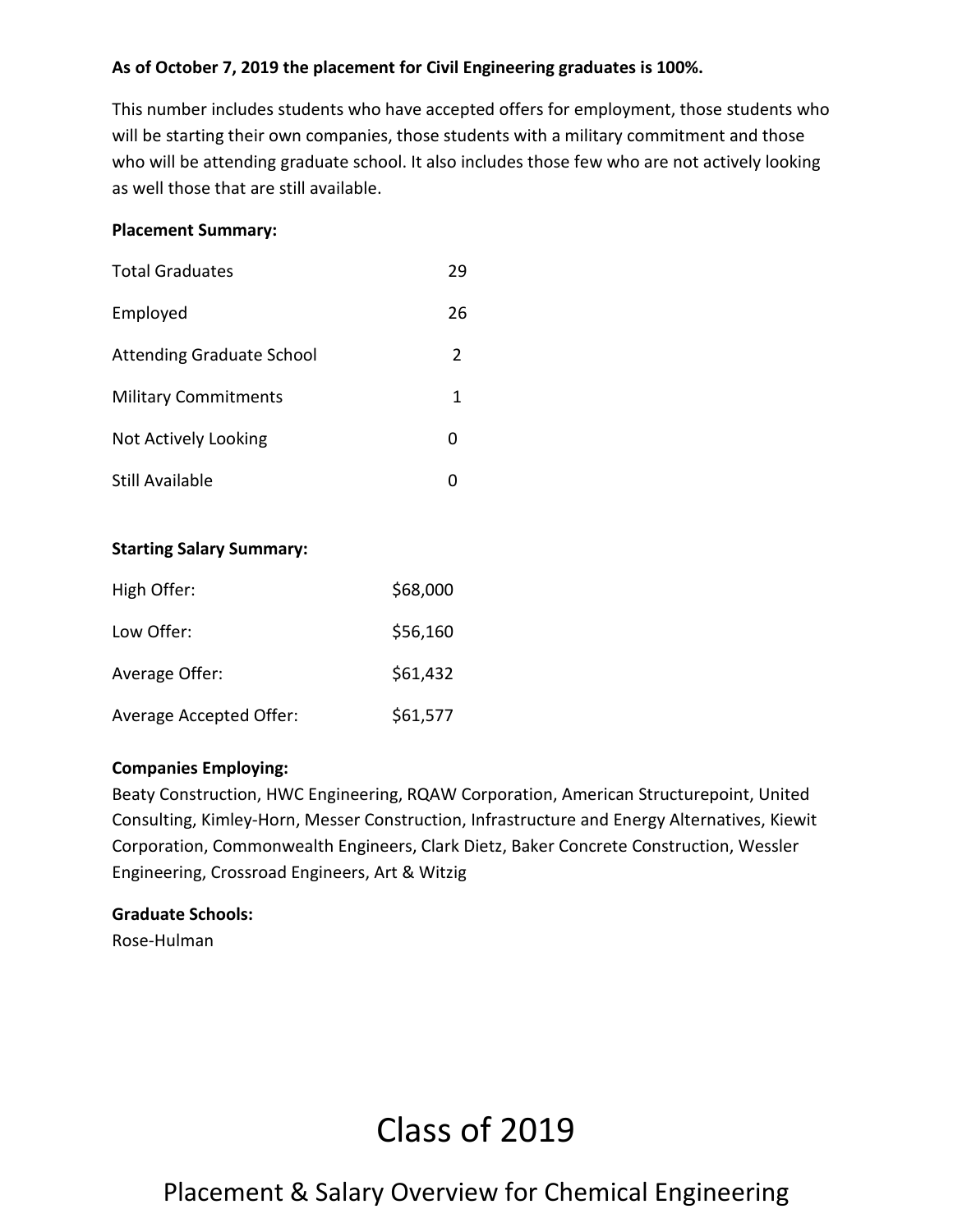**As of October 7, 2019 the placement for Civil Engineering graduates is 100%.**

This number includes students who have accepted offers for employment, those students who will be starting their own companies, those students with a military commitment and those who will be attending graduate school. It also includes those few who are not actively looking as well those that are still available.

**Placement Summary:**

| | |
|---|---|
| Total Graduates | 29 |
| Employed | 26 |
| Attending Graduate School | 2 |
| Military Commitments | 1 |
| Not Actively Looking | 0 |
| Still Available | 0 |

**Starting Salary Summary:**

| | |
|---|---|
| High Offer: | $68,000 |
| Low Offer: | $56,160 |
| Average Offer: | $61,432 |
| Average Accepted Offer: | $61,577 |

**Companies Employing:**
Beaty Construction, HWC Engineering, RQAW Corporation, American Structurepoint, United Consulting, Kimley-Horn, Messer Construction, Infrastructure and Energy Alternatives, Kiewit Corporation, Commonwealth Engineers, Clark Dietz, Baker Concrete Construction, Wessler Engineering, Crossroad Engineers, Art & Witzig

**Graduate Schools:**
Rose-Hulman

# Class of 2019

## Placement & Salary Overview for Chemical Engineering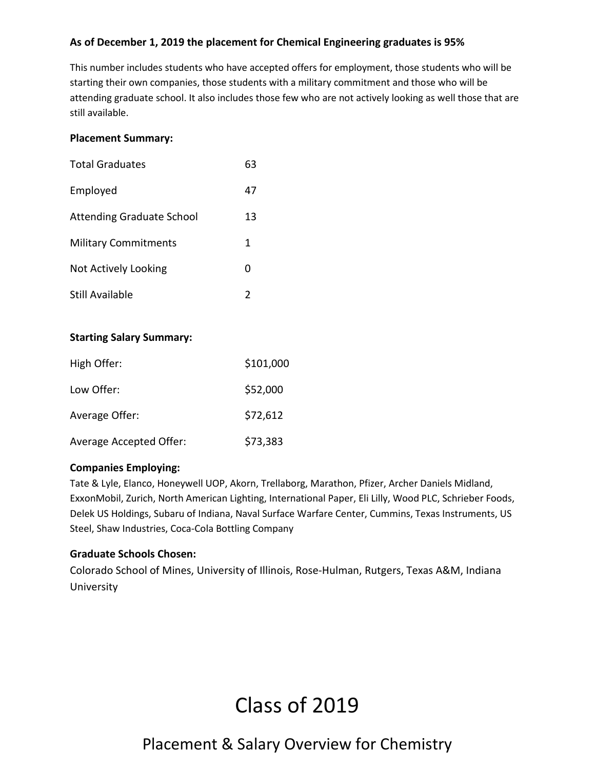**As of December 1, 2019 the placement for Chemical Engineering graduates is 95%**

This number includes students who have accepted offers for employment, those students who will be starting their own companies, those students with a military commitment and those who will be attending graduate school. It also includes those few who are not actively looking as well those that are still available.

**Placement Summary:**

| | |
|---|---|
| Total Graduates | 63 |
| Employed | 47 |
| Attending Graduate School | 13 |
| Military Commitments | 1 |
| Not Actively Looking | 0 |
| Still Available | 2 |

**Starting Salary Summary:**

| | |
|---|---|
| High Offer: | $101,000 |
| Low Offer: | $52,000 |
| Average Offer: | $72,612 |
| Average Accepted Offer: | $73,383 |

**Companies Employing:**

Tate & Lyle, Elanco, Honeywell UOP, Akorn, Trellaborg, Marathon, Pfizer, Archer Daniels Midland, ExxonMobil, Zurich, North American Lighting, International Paper, Eli Lilly, Wood PLC, Schrieber Foods, Delek US Holdings, Subaru of Indiana, Naval Surface Warfare Center, Cummins, Texas Instruments, US Steel, Shaw Industries, Coca-Cola Bottling Company

**Graduate Schools Chosen:**

Colorado School of Mines, University of Illinois, Rose-Hulman, Rutgers, Texas A&M, Indiana University

# Class of 2019

## Placement & Salary Overview for Chemistry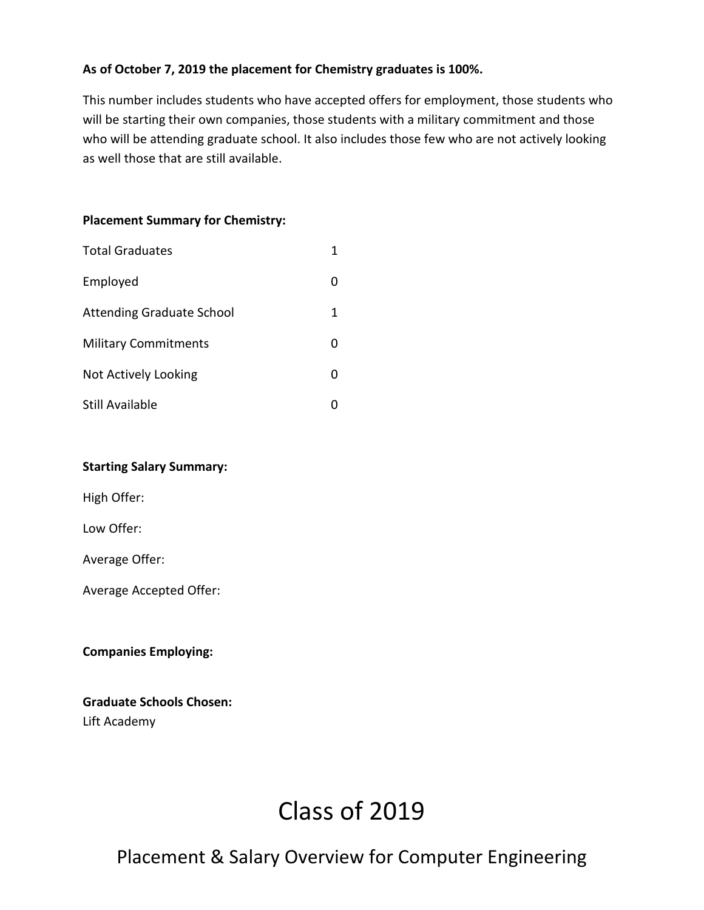**As of October 7, 2019 the placement for Chemistry graduates is 100%.**

This number includes students who have accepted offers for employment, those students who will be starting their own companies, those students with a military commitment and those who will be attending graduate school. It also includes those few who are not actively looking as well those that are still available.

**Placement Summary for Chemistry:**

| | |
|---|---|
| Total Graduates | 1 |
| Employed | 0 |
| Attending Graduate School | 1 |
| Military Commitments | 0 |
| Not Actively Looking | 0 |
| Still Available | 0 |

**Starting Salary Summary:**

High Offer:

Low Offer:

Average Offer:

Average Accepted Offer:

**Companies Employing:**

**Graduate Schools Chosen:**
Lift Academy

# Class of 2019

## Placement & Salary Overview for Computer Engineering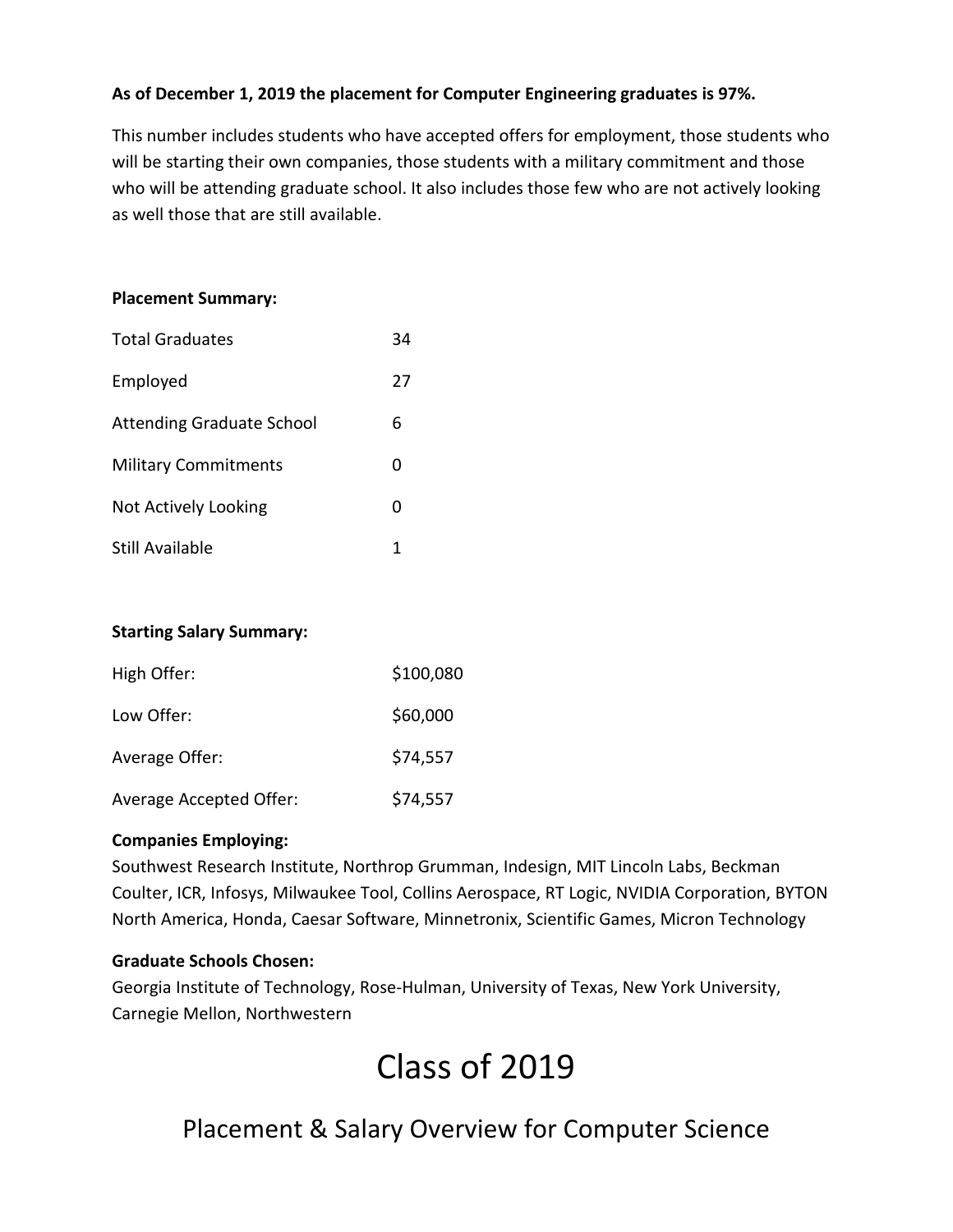**As of December 1, 2019 the placement for Computer Engineering graduates is 97%.**

This number includes students who have accepted offers for employment, those students who will be starting their own companies, those students with a military commitment and those who will be attending graduate school. It also includes those few who are not actively looking as well those that are still available.

**Placement Summary:**

| | |
|---|---|
| Total Graduates | 34 |
| Employed | 27 |
| Attending Graduate School | 6 |
| Military Commitments | 0 |
| Not Actively Looking | 0 |
| Still Available | 1 |

**Starting Salary Summary:**

| | |
|---|---|
| High Offer: | \$100,080 |
| Low Offer: | \$60,000 |
| Average Offer: | \$74,557 |
| Average Accepted Offer: | \$74,557 |

**Companies Employing:**
Southwest Research Institute, Northrop Grumman, Indesign, MIT Lincoln Labs, Beckman Coulter, ICR, Infosys, Milwaukee Tool, Collins Aerospace, RT Logic, NVIDIA Corporation, BYTON North America, Honda, Caesar Software, Minnetronix, Scientific Games, Micron Technology

**Graduate Schools Chosen:**
Georgia Institute of Technology, Rose-Hulman, University of Texas, New York University, Carnegie Mellon, Northwestern

# Class of 2019

## Placement & Salary Overview for Computer Science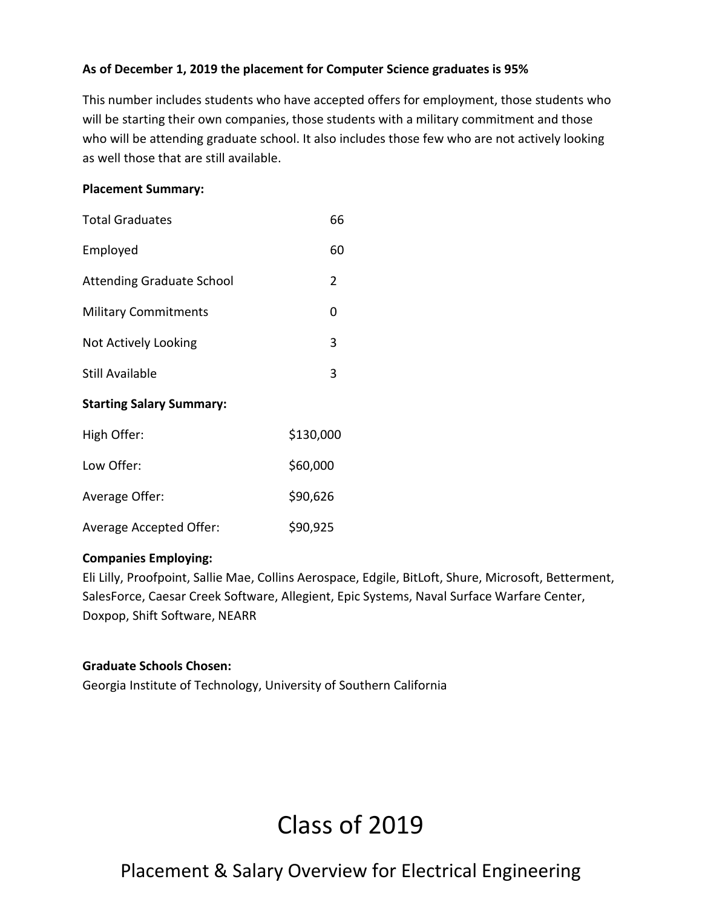**As of December 1, 2019 the placement for Computer Science graduates is 95%**

This number includes students who have accepted offers for employment, those students who will be starting their own companies, those students with a military commitment and those who will be attending graduate school. It also includes those few who are not actively looking as well those that are still available.

**Placement Summary:**

| | |
|---|---|
| Total Graduates | 66 |
| Employed | 60 |
| Attending Graduate School | 2 |
| Military Commitments | 0 |
| Not Actively Looking | 3 |
| Still Available | 3 |

**Starting Salary Summary:**

| | |
|---|---|
| High Offer: | $130,000 |
| Low Offer: | $60,000 |
| Average Offer: | $90,626 |
| Average Accepted Offer: | $90,925 |

**Companies Employing:**
Eli Lilly, Proofpoint, Sallie Mae, Collins Aerospace, Edgile, BitLoft, Shure, Microsoft, Betterment, SalesForce, Caesar Creek Software, Allegient, Epic Systems, Naval Surface Warfare Center, Doxpop, Shift Software, NEARR

**Graduate Schools Chosen:**
Georgia Institute of Technology, University of Southern California

# Class of 2019

## Placement & Salary Overview for Electrical Engineering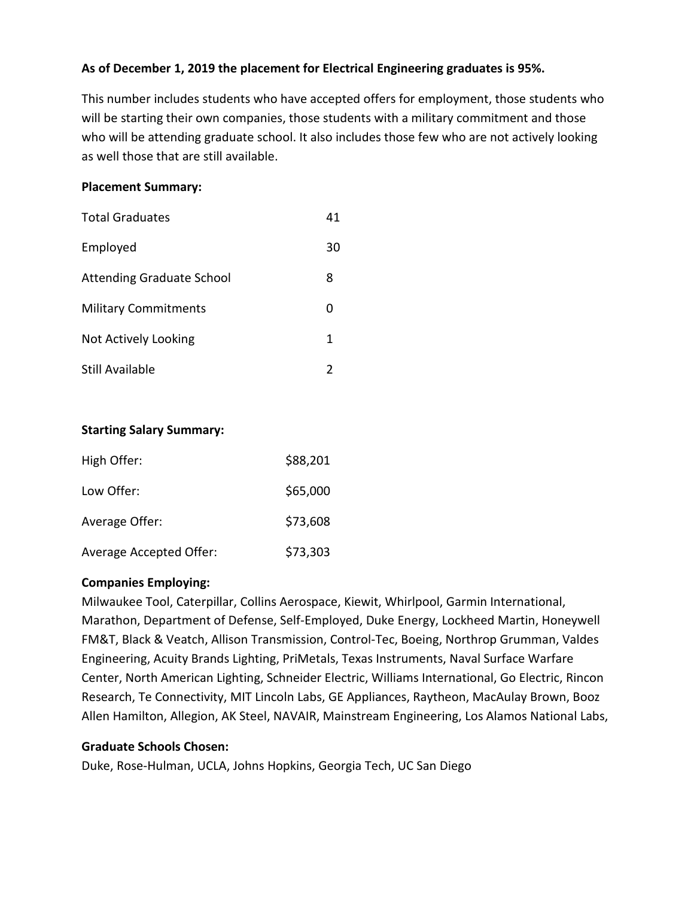**As of December 1, 2019 the placement for Electrical Engineering graduates is 95%.**

This number includes students who have accepted offers for employment, those students who will be starting their own companies, those students with a military commitment and those who will be attending graduate school. It also includes those few who are not actively looking as well those that are still available.

**Placement Summary:**

| | |
|---|---|
| Total Graduates | 41 |
| Employed | 30 |
| Attending Graduate School | 8 |
| Military Commitments | 0 |
| Not Actively Looking | 1 |
| Still Available | 2 |

**Starting Salary Summary:**

| | |
|---|---|
| High Offer: | $88,201 |
| Low Offer: | $65,000 |
| Average Offer: | $73,608 |
| Average Accepted Offer: | $73,303 |

**Companies Employing:**

Milwaukee Tool, Caterpillar, Collins Aerospace, Kiewit, Whirlpool, Garmin International, Marathon, Department of Defense, Self-Employed, Duke Energy, Lockheed Martin, Honeywell FM&T, Black & Veatch, Allison Transmission, Control-Tec, Boeing, Northrop Grumman, Valdes Engineering, Acuity Brands Lighting, PriMetals, Texas Instruments, Naval Surface Warfare Center, North American Lighting, Schneider Electric, Williams International, Go Electric, Rincon Research, Te Connectivity, MIT Lincoln Labs, GE Appliances, Raytheon, MacAulay Brown, Booz Allen Hamilton, Allegion, AK Steel, NAVAIR, Mainstream Engineering, Los Alamos National Labs,

**Graduate Schools Chosen:**

Duke, Rose-Hulman, UCLA, Johns Hopkins, Georgia Tech, UC San Diego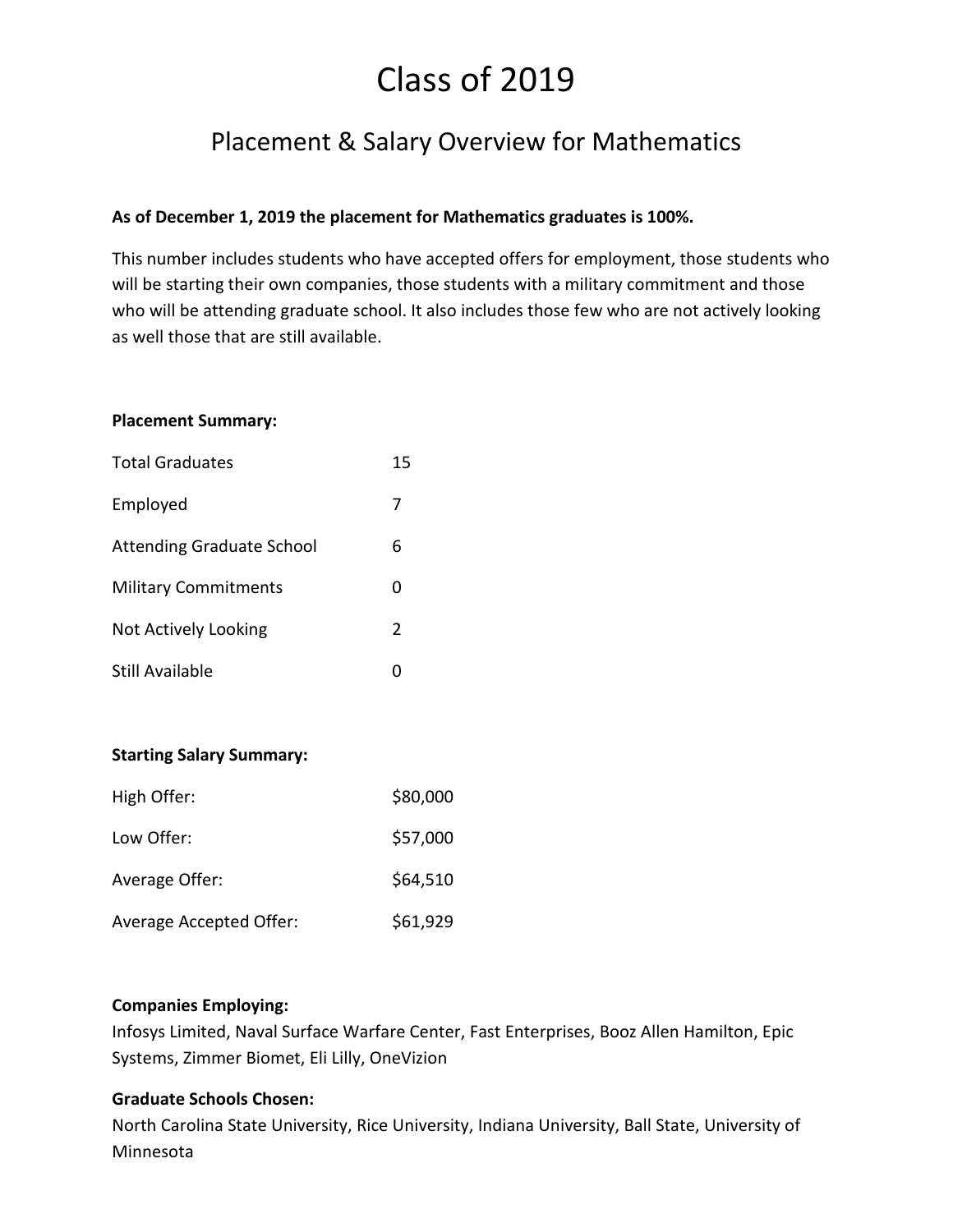# Class of 2019

## Placement & Salary Overview for Mathematics

**As of December 1, 2019 the placement for Mathematics graduates is 100%.**

This number includes students who have accepted offers for employment, those students who will be starting their own companies, those students with a military commitment and those who will be attending graduate school. It also includes those few who are not actively looking as well those that are still available.

**Placement Summary:**

| | |
|---|---|
| Total Graduates | 15 |
| Employed | 7 |
| Attending Graduate School | 6 |
| Military Commitments | 0 |
| Not Actively Looking | 2 |
| Still Available | 0 |

**Starting Salary Summary:**

| | |
|---|---|
| High Offer: | $80,000 |
| Low Offer: | $57,000 |
| Average Offer: | $64,510 |
| Average Accepted Offer: | $61,929 |

**Companies Employing:**
Infosys Limited, Naval Surface Warfare Center, Fast Enterprises, Booz Allen Hamilton, Epic Systems, Zimmer Biomet, Eli Lilly, OneVizion

**Graduate Schools Chosen:**
North Carolina State University, Rice University, Indiana University, Ball State, University of Minnesota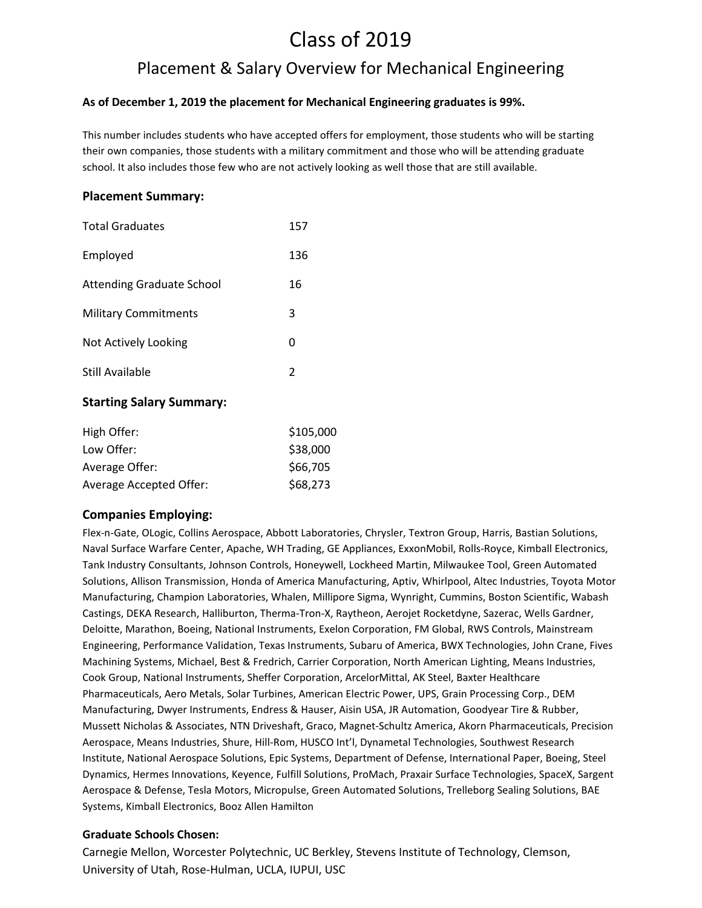# Class of 2019

## Placement & Salary Overview for Mechanical Engineering

**As of December 1, 2019 the placement for Mechanical Engineering graduates is 99%.**

This number includes students who have accepted offers for employment, those students who will be starting their own companies, those students with a military commitment and those who will be attending graduate school. It also includes those few who are not actively looking as well those that are still available.

### Placement Summary:

| | |
|---|---|
| Total Graduates | 157 |
| Employed | 136 |
| Attending Graduate School | 16 |
| Military Commitments | 3 |
| Not Actively Looking | 0 |
| Still Available | 2 |

### Starting Salary Summary:

| | |
|---|---|
| High Offer: | $105,000 |
| Low Offer: | $38,000 |
| Average Offer: | $66,705 |
| Average Accepted Offer: | $68,273 |

### Companies Employing:

Flex-n-Gate, OLogic, Collins Aerospace, Abbott Laboratories, Chrysler, Textron Group, Harris, Bastian Solutions, Naval Surface Warfare Center, Apache, WH Trading, GE Appliances, ExxonMobil, Rolls-Royce, Kimball Electronics, Tank Industry Consultants, Johnson Controls, Honeywell, Lockheed Martin, Milwaukee Tool, Green Automated Solutions, Allison Transmission, Honda of America Manufacturing, Aptiv, Whirlpool, Altec Industries, Toyota Motor Manufacturing, Champion Laboratories, Whalen, Millipore Sigma, Wynright, Cummins, Boston Scientific, Wabash Castings, DEKA Research, Halliburton, Therma-Tron-X, Raytheon, Aerojet Rocketdyne, Sazerac, Wells Gardner, Deloitte, Marathon, Boeing, National Instruments, Exelon Corporation, FM Global, RWS Controls, Mainstream Engineering, Performance Validation, Texas Instruments, Subaru of America, BWX Technologies, John Crane, Fives Machining Systems, Michael, Best & Fredrich, Carrier Corporation, North American Lighting, Means Industries, Cook Group, National Instruments, Sheffer Corporation, ArcelorMittal, AK Steel, Baxter Healthcare Pharmaceuticals, Aero Metals, Solar Turbines, American Electric Power, UPS, Grain Processing Corp., DEM Manufacturing, Dwyer Instruments, Endress & Hauser, Aisin USA, JR Automation, Goodyear Tire & Rubber, Mussett Nicholas & Associates, NTN Driveshaft, Graco, Magnet-Schultz America, Akorn Pharmaceuticals, Precision Aerospace, Means Industries, Shure, Hill-Rom, HUSCO Int'l, Dynametal Technologies, Southwest Research Institute, National Aerospace Solutions, Epic Systems, Department of Defense, International Paper, Boeing, Steel Dynamics, Hermes Innovations, Keyence, Fulfill Solutions, ProMach, Praxair Surface Technologies, SpaceX, Sargent Aerospace & Defense, Tesla Motors, Micropulse, Green Automated Solutions, Trelleborg Sealing Solutions, BAE Systems, Kimball Electronics, Booz Allen Hamilton

#### Graduate Schools Chosen:

Carnegie Mellon, Worcester Polytechnic, UC Berkley, Stevens Institute of Technology, Clemson, University of Utah, Rose-Hulman, UCLA, IUPUI, USC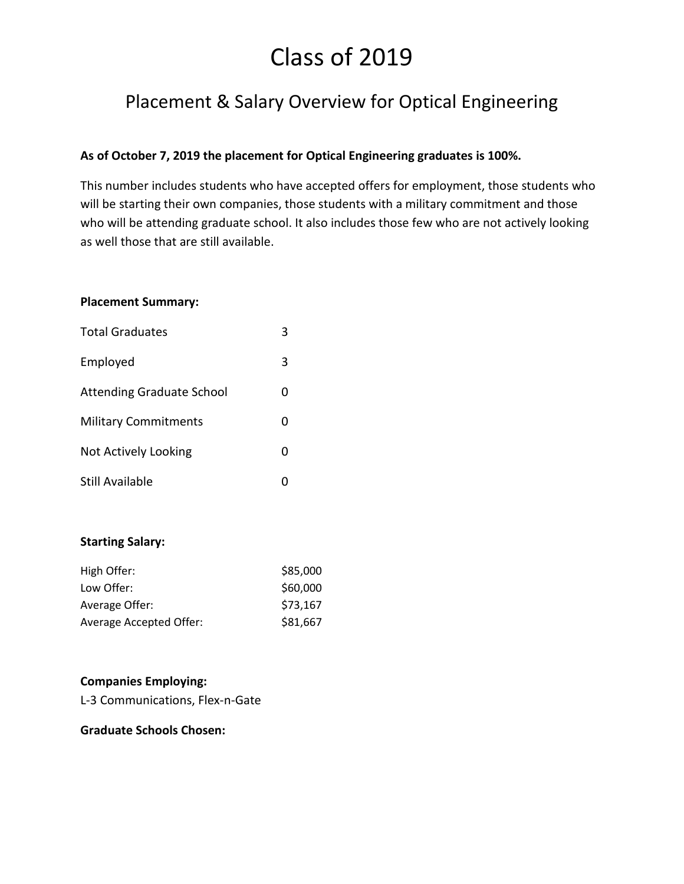# Class of 2019

## Placement & Salary Overview for Optical Engineering

**As of October 7, 2019 the placement for Optical Engineering graduates is 100%.**

This number includes students who have accepted offers for employment, those students who will be starting their own companies, those students with a military commitment and those who will be attending graduate school. It also includes those few who are not actively looking as well those that are still available.

**Placement Summary:**

| | |
|---|---|
| Total Graduates | 3 |
| Employed | 3 |
| Attending Graduate School | 0 |
| Military Commitments | 0 |
| Not Actively Looking | 0 |
| Still Available | 0 |

**Starting Salary:**

| | |
|---|---|
| High Offer: | $85,000 |
| Low Offer: | $60,000 |
| Average Offer: | $73,167 |
| Average Accepted Offer: | $81,667 |

**Companies Employing:**

L-3 Communications, Flex-n-Gate

**Graduate Schools Chosen:**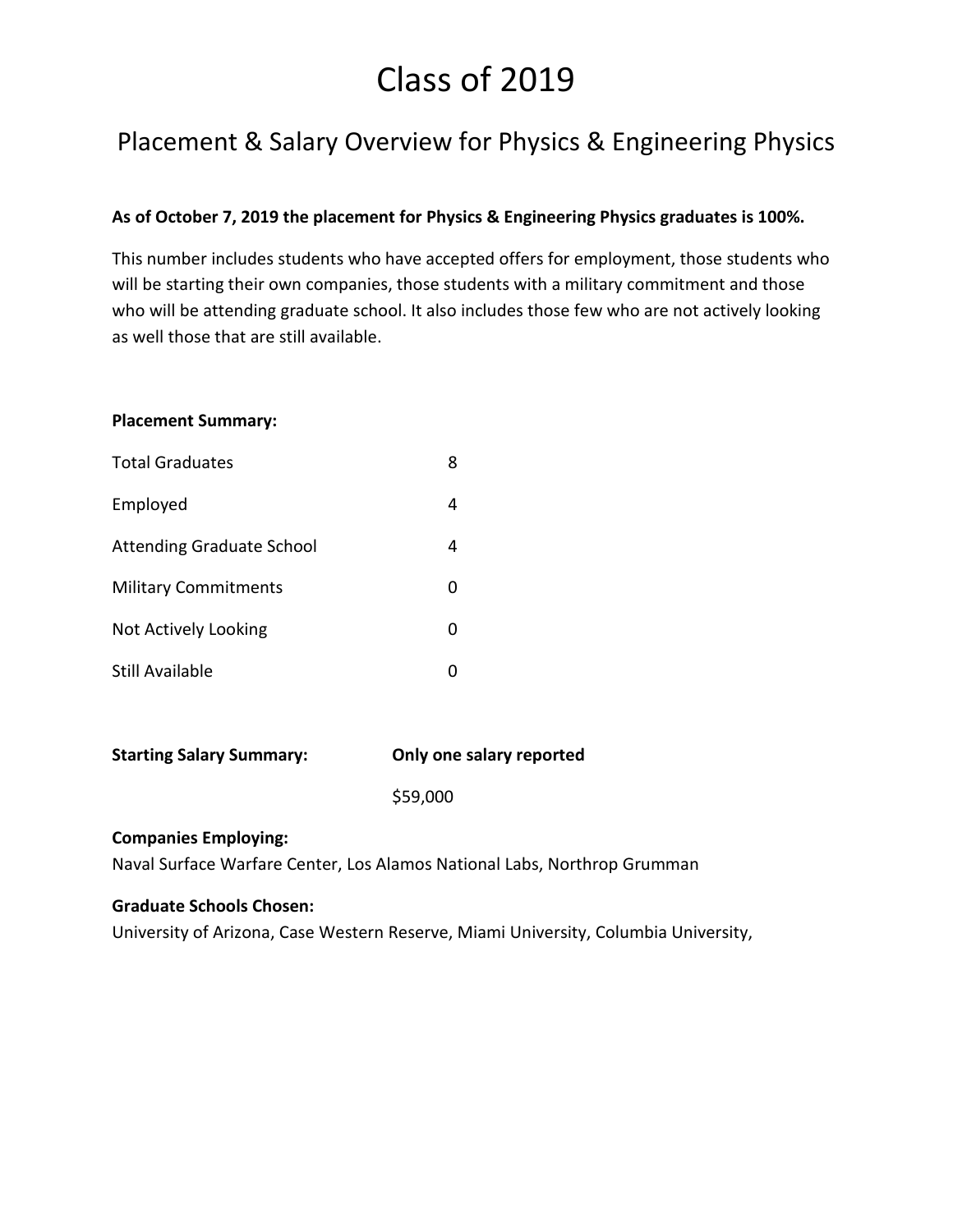# Class of 2019

## Placement & Salary Overview for Physics & Engineering Physics

**As of October 7, 2019 the placement for Physics & Engineering Physics graduates is 100%.**

This number includes students who have accepted offers for employment, those students who will be starting their own companies, those students with a military commitment and those who will be attending graduate school. It also includes those few who are not actively looking as well those that are still available.

**Placement Summary:**

| | |
|---|---|
| Total Graduates | 8 |
| Employed | 4 |
| Attending Graduate School | 4 |
| Military Commitments | 0 |
| Not Actively Looking | 0 |
| Still Available | 0 |

| **Starting Salary Summary:** | **Only one salary reported** |
|---|---|
| | $59,000 |

**Companies Employing:**
Naval Surface Warfare Center, Los Alamos National Labs, Northrop Grumman

**Graduate Schools Chosen:**
University of Arizona, Case Western Reserve, Miami University, Columbia University,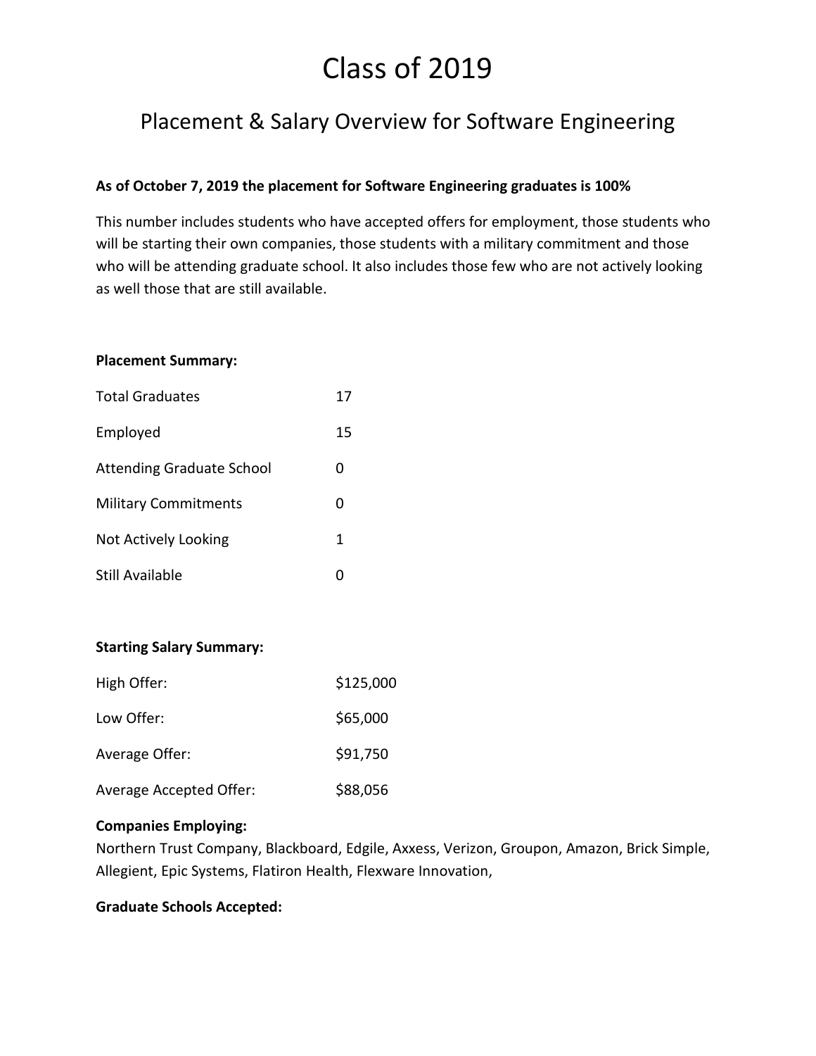# Class of 2019

## Placement & Salary Overview for Software Engineering

**As of October 7, 2019 the placement for Software Engineering graduates is 100%**

This number includes students who have accepted offers for employment, those students who will be starting their own companies, those students with a military commitment and those who will be attending graduate school. It also includes those few who are not actively looking as well those that are still available.

**Placement Summary:**

| | |
|---|---|
| Total Graduates | 17 |
| Employed | 15 |
| Attending Graduate School | 0 |
| Military Commitments | 0 |
| Not Actively Looking | 1 |
| Still Available | 0 |

**Starting Salary Summary:**

| | |
|---|---|
| High Offer: | $125,000 |
| Low Offer: | $65,000 |
| Average Offer: | $91,750 |
| Average Accepted Offer: | $88,056 |

**Companies Employing:**
Northern Trust Company, Blackboard, Edgile, Axxess, Verizon, Groupon, Amazon, Brick Simple, Allegient, Epic Systems, Flatiron Health, Flexware Innovation,

**Graduate Schools Accepted:**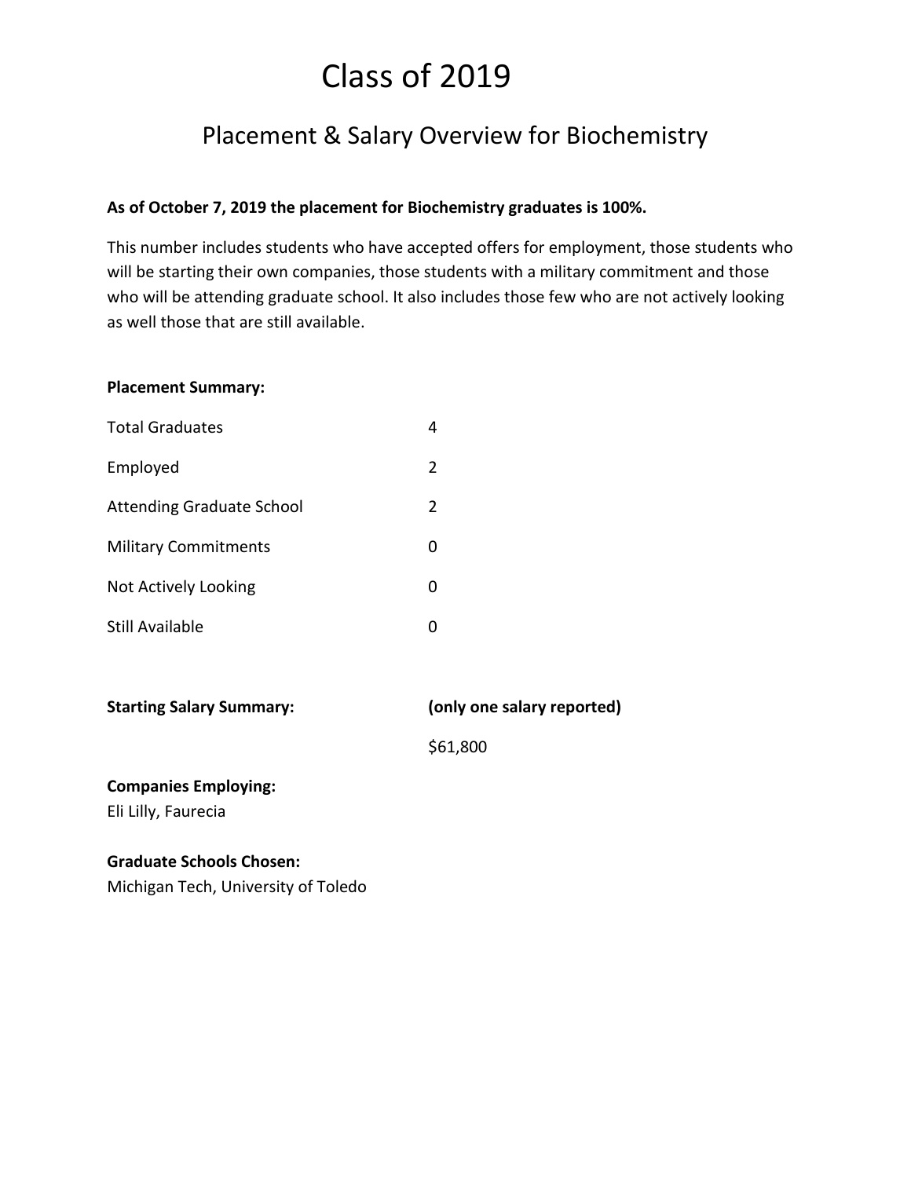# Class of 2019

## Placement & Salary Overview for Biochemistry

**As of October 7, 2019 the placement for Biochemistry graduates is 100%.**

This number includes students who have accepted offers for employment, those students who will be starting their own companies, those students with a military commitment and those who will be attending graduate school. It also includes those few who are not actively looking as well those that are still available.

**Placement Summary:**

| | |
|---|---|
| Total Graduates | 4 |
| Employed | 2 |
| Attending Graduate School | 2 |
| Military Commitments | 0 |
| Not Actively Looking | 0 |
| Still Available | 0 |

| | |
|---|---|
| **Starting Salary Summary:** | **(only one salary reported)** |
| | $61,800 |

**Companies Employing:**
Eli Lilly, Faurecia

**Graduate Schools Chosen:**
Michigan Tech, University of Toledo